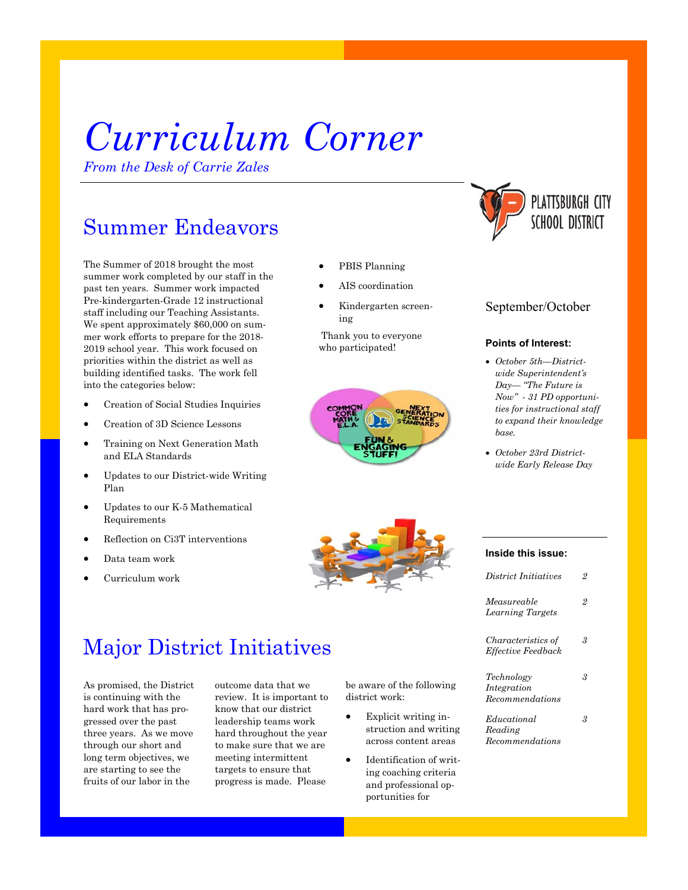# Curriculum Corner

*From the Desk of Carrie Zales*

Plattsburgh City School District

September/October

**Points of Interest:**

- *October 5th—District-wide Superintendent's Day— "The Future is Now" - 31 PD opportunities for instructional staff to expand their knowledge base.*
- *October 23rd District-wide Early Release Day*

**Inside this issue:**

| | |
|---|---|
| *District Initiatives* | *2* |
| *Measureable Learning Targets* | *2* |
| *Characteristics of Effective Feedback* | *3* |
| *Technology Integration Recommendations* | *3* |
| *Educational Reading Recommendations* | *3* |

## Summer Endeavors

The Summer of 2018 brought the most summer work completed by our staff in the past ten years. Summer work impacted Pre-kindergarten-Grade 12 instructional staff including our Teaching Assistants. We spent approximately $60,000 on summer work efforts to prepare for the 2018-2019 school year. This work focused on priorities within the district as well as building identified tasks. The work fell into the categories below:

- Creation of Social Studies Inquiries
- Creation of 3D Science Lessons
- Training on Next Generation Math and ELA Standards
- Updates to our District-wide Writing Plan
- Updates to our K-5 Mathematical Requirements
- Reflection on Ci3T interventions
- Data team work
- Curriculum work
- PBIS Planning
- AIS coordination
- Kindergarten screening

Thank you to everyone who participated!

## Major District Initiatives

As promised, the District is continuing with the hard work that has progressed over the past three years. As we move through our short and long term objectives, we are starting to see the fruits of our labor in the outcome data that we review. It is important to know that our district leadership teams work hard throughout the year to make sure that we are meeting intermittent targets to ensure that progress is made. Please be aware of the following district work:

- Explicit writing instruction and writing across content areas
- Identification of writing coaching criteria and professional opportunities for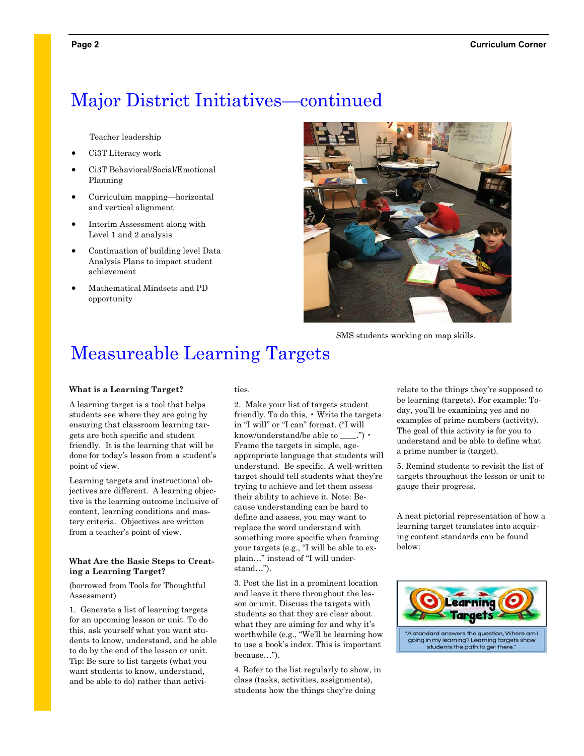# Major District Initiatives—continued

Teacher leadership

- Ci3T Literacy work
- Ci3T Behavioral/Social/Emotional Planning
- Curriculum mapping—horizontal and vertical alignment
- Interim Assessment along with Level 1 and 2 analysis
- Continuation of building level Data Analysis Plans to impact student achievement
- Mathematical Mindsets and PD opportunity

SMS students working on map skills.

# Measureable Learning Targets

**What is a Learning Target?**

A learning target is a tool that helps students see where they are going by ensuring that classroom learning targets are both specific and student friendly. It is the learning that will be done for today's lesson from a student's point of view.

Learning targets and instructional objectives are different. A learning objective is the learning outcome inclusive of content, learning conditions and mastery criteria. Objectives are written from a teacher's point of view.

**What Are the Basic Steps to Creating a Learning Target?**

(borrowed from Tools for Thoughtful Assessment)

1. Generate a list of learning targets for an upcoming lesson or unit. To do this, ask yourself what you want students to know, understand, and be able to do by the end of the lesson or unit. Tip: Be sure to list targets (what you want students to know, understand, and be able to do) rather than activities.

2. Make your list of targets student friendly. To do this, • Write the targets in "I will" or "I can" format. ("I will know/understand/be able to ____.") • Frame the targets in simple, age-appropriate language that students will understand. Be specific. A well-written target should tell students what they're trying to achieve and let them assess their ability to achieve it. Note: Because understanding can be hard to define and assess, you may want to replace the word understand with something more specific when framing your targets (e.g., "I will be able to explain…" instead of "I will understand…").

3. Post the list in a prominent location and leave it there throughout the lesson or unit. Discuss the targets with students so that they are clear about what they are aiming for and why it's worthwhile (e.g., "We'll be learning how to use a book's index. This is important because…").

4. Refer to the list regularly to show, in class (tasks, activities, assignments), students how the things they're doing relate to the things they're supposed to be learning (targets). For example: Today, you'll be examining yes and no examples of prime numbers (activity). The goal of this activity is for you to understand and be able to define what a prime number is (target).

5. Remind students to revisit the list of targets throughout the lesson or unit to gauge their progress.

A neat pictorial representation of how a learning target translates into acquiring content standards can be found below:

Learning Targets

"A standard answers the question, Where am I going in my learning? Learning targets show students the path to get there."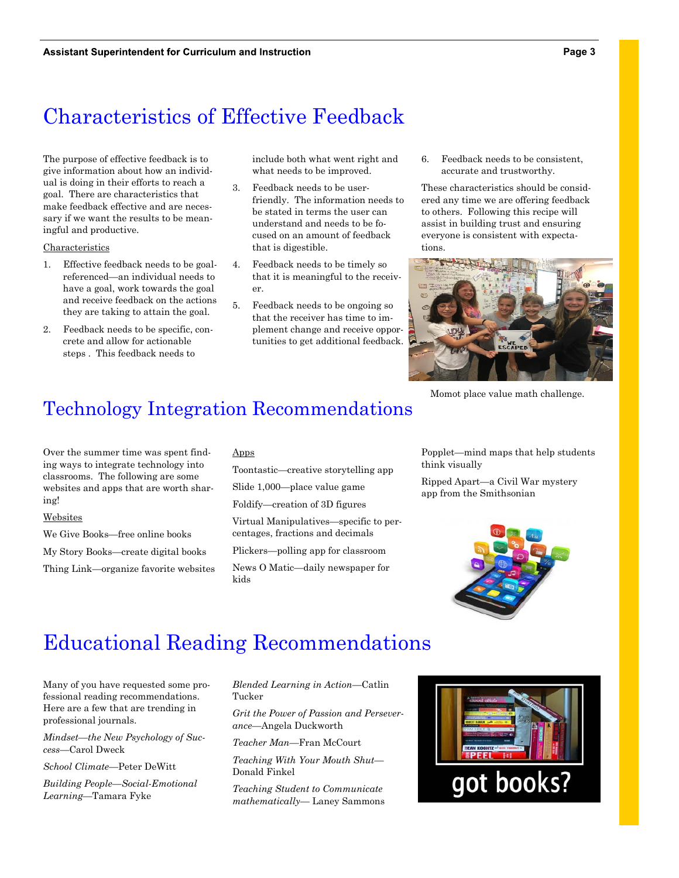# Characteristics of Effective Feedback

The purpose of effective feedback is to give information about how an individual is doing in their efforts to reach a goal. There are characteristics that make feedback effective and are necessary if we want the results to be meaningful and productive.

Characteristics

1. Effective feedback needs to be goal-referenced—an individual needs to have a goal, work towards the goal and receive feedback on the actions they are taking to attain the goal.
2. Feedback needs to be specific, concrete and allow for actionable steps . This feedback needs to include both what went right and what needs to be improved.
3. Feedback needs to be user-friendly. The information needs to be stated in terms the user can understand and needs to be focused on an amount of feedback that is digestible.
4. Feedback needs to be timely so that it is meaningful to the receiver.
5. Feedback needs to be ongoing so that the receiver has time to implement change and receive opportunities to get additional feedback.
6. Feedback needs to be consistent, accurate and trustworthy.

These characteristics should be considered any time we are offering feedback to others. Following this recipe will assist in building trust and ensuring everyone is consistent with expectations.

Momot place value math challenge.

# Technology Integration Recommendations

Over the summer time was spent finding ways to integrate technology into classrooms. The following are some websites and apps that are worth sharing!

Websites

We Give Books—free online books

My Story Books—create digital books

Thing Link—organize favorite websites

Apps

Toontastic—creative storytelling app

Slide 1,000—place value game

Foldify—creation of 3D figures

Virtual Manipulatives—specific to percentages, fractions and decimals

Plickers—polling app for classroom

News O Matic—daily newspaper for kids

Popplet—mind maps that help students think visually

Ripped Apart—a Civil War mystery app from the Smithsonian

# Educational Reading Recommendations

Many of you have requested some professional reading recommendations. Here are a few that are trending in professional journals.

*Mindset—the New Psychology of Success*—Carol Dweck

*School Climate*—Peter DeWitt

*Building People—Social-Emotional Learning*—Tamara Fyke

*Blended Learning in Action*—Catlin Tucker

*Grit the Power of Passion and Perseverance*—Angela Duckworth

*Teacher Man*—Fran McCourt

*Teaching With Your Mouth Shut*—Donald Finkel

*Teaching Student to Communicate mathematically*— Laney Sammons